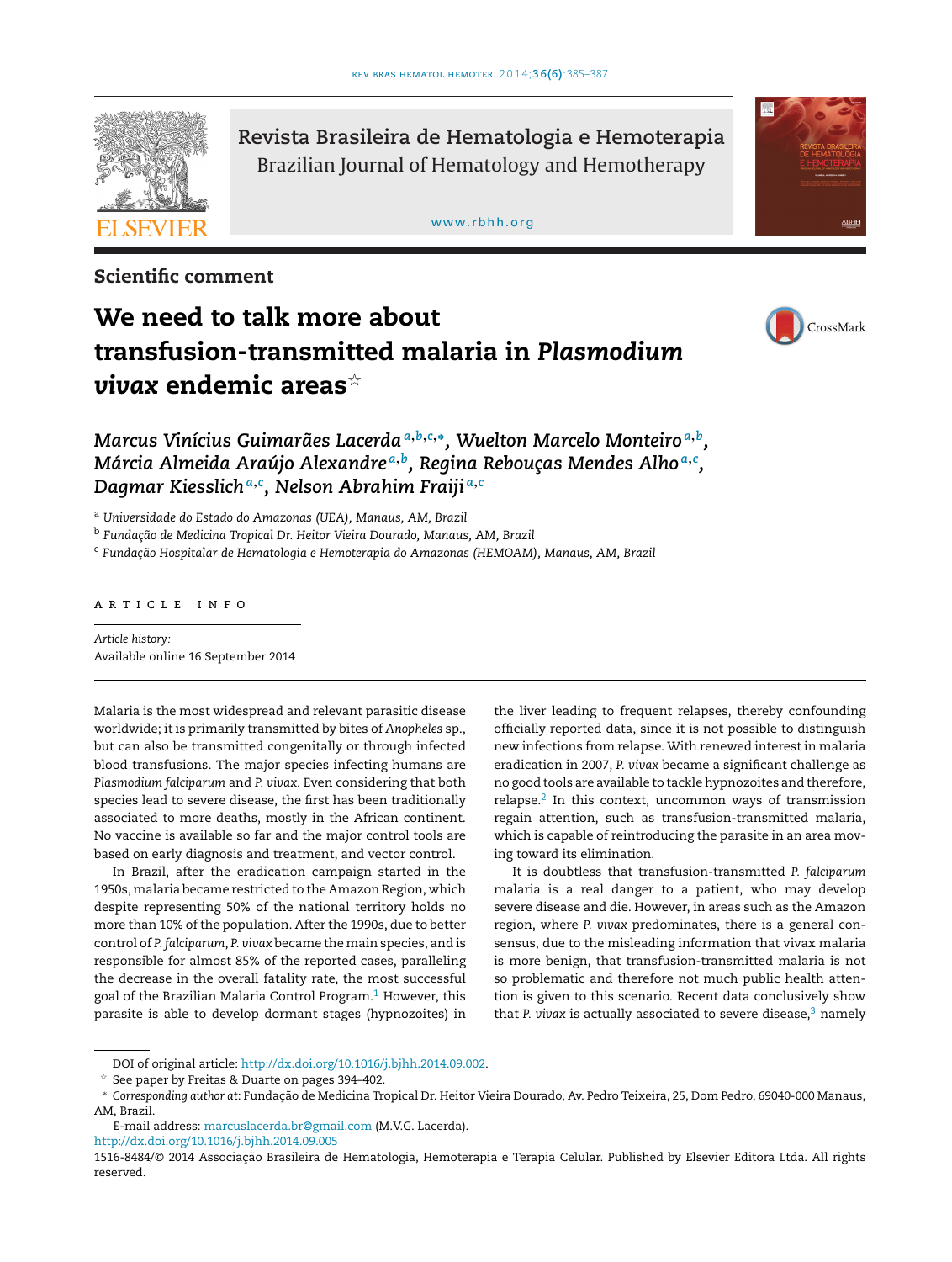Scientific comment

# We need to talk more about transfusion-transmitted malaria in *Plasmodium vivax* endemic areas☆

*Marcus Vinícius Guimarães Lacerda*[a,b,c,*], *Wuelton Marcelo Monteiro*[a,b], *Márcia Almeida Araújo Alexandre*[a,b], *Regina Rebouças Mendes Alho*[a,c], *Dagmar Kiesslich*[a,c], *Nelson Abrahim Fraiji*[a,c]

[a] *Universidade do Estado do Amazonas (UEA), Manaus, AM, Brazil*
[b] *Fundação de Medicina Tropical Dr. Heitor Vieira Dourado, Manaus, AM, Brazil*
[c] *Fundação Hospitalar de Hematologia e Hemoterapia do Amazonas (HEMOAM), Manaus, AM, Brazil*

ARTICLE INFO

*Article history:*
Available online 16 September 2014

Malaria is the most widespread and relevant parasitic disease worldwide; it is primarily transmitted by bites of *Anopheles* sp., but can also be transmitted congenitally or through infected blood transfusions. The major species infecting humans are *Plasmodium falciparum* and *P. vivax*. Even considering that both species lead to severe disease, the first has been traditionally associated to more deaths, mostly in the African continent. No vaccine is available so far and the major control tools are based on early diagnosis and treatment, and vector control.

In Brazil, after the eradication campaign started in the 1950s, malaria became restricted to the Amazon Region, which despite representing 50% of the national territory holds no more than 10% of the population. After the 1990s, due to better control of *P. falciparum*, *P. vivax* became the main species, and is responsible for almost 85% of the reported cases, paralleling the decrease in the overall fatality rate, the most successful goal of the Brazilian Malaria Control Program.[1] However, this parasite is able to develop dormant stages (hypnozoites) in the liver leading to frequent relapses, thereby confounding officially reported data, since it is not possible to distinguish new infections from relapse. With renewed interest in malaria eradication in 2007, *P. vivax* became a significant challenge as no good tools are available to tackle hypnozoites and therefore, relapse.[2] In this context, uncommon ways of transmission regain attention, such as transfusion-transmitted malaria, which is capable of reintroducing the parasite in an area moving toward its elimination.

It is doubtless that transfusion-transmitted *P. falciparum* malaria is a real danger to a patient, who may develop severe disease and die. However, in areas such as the Amazon region, where *P. vivax* predominates, there is a general consensus, due to the misleading information that vivax malaria is more benign, that transfusion-transmitted malaria is not so problematic and therefore not much public health attention is given to this scenario. Recent data conclusively show that *P. vivax* is actually associated to severe disease,[3] namely

DOI of original article: http://dx.doi.org/10.1016/j.bjhh.2014.09.002.

☆ See paper by Freitas & Duarte on pages 394–402.

* *Corresponding author at*: Fundação de Medicina Tropical Dr. Heitor Vieira Dourado, Av. Pedro Teixeira, 25, Dom Pedro, 69040-000 Manaus, AM, Brazil.

E-mail address: marcuslacerda.br@gmail.com (M.V.G. Lacerda).

http://dx.doi.org/10.1016/j.bjhh.2014.09.005

1516-8484/© 2014 Associação Brasileira de Hematologia, Hemoterapia e Terapia Celular. Published by Elsevier Editora Ltda. All rights reserved.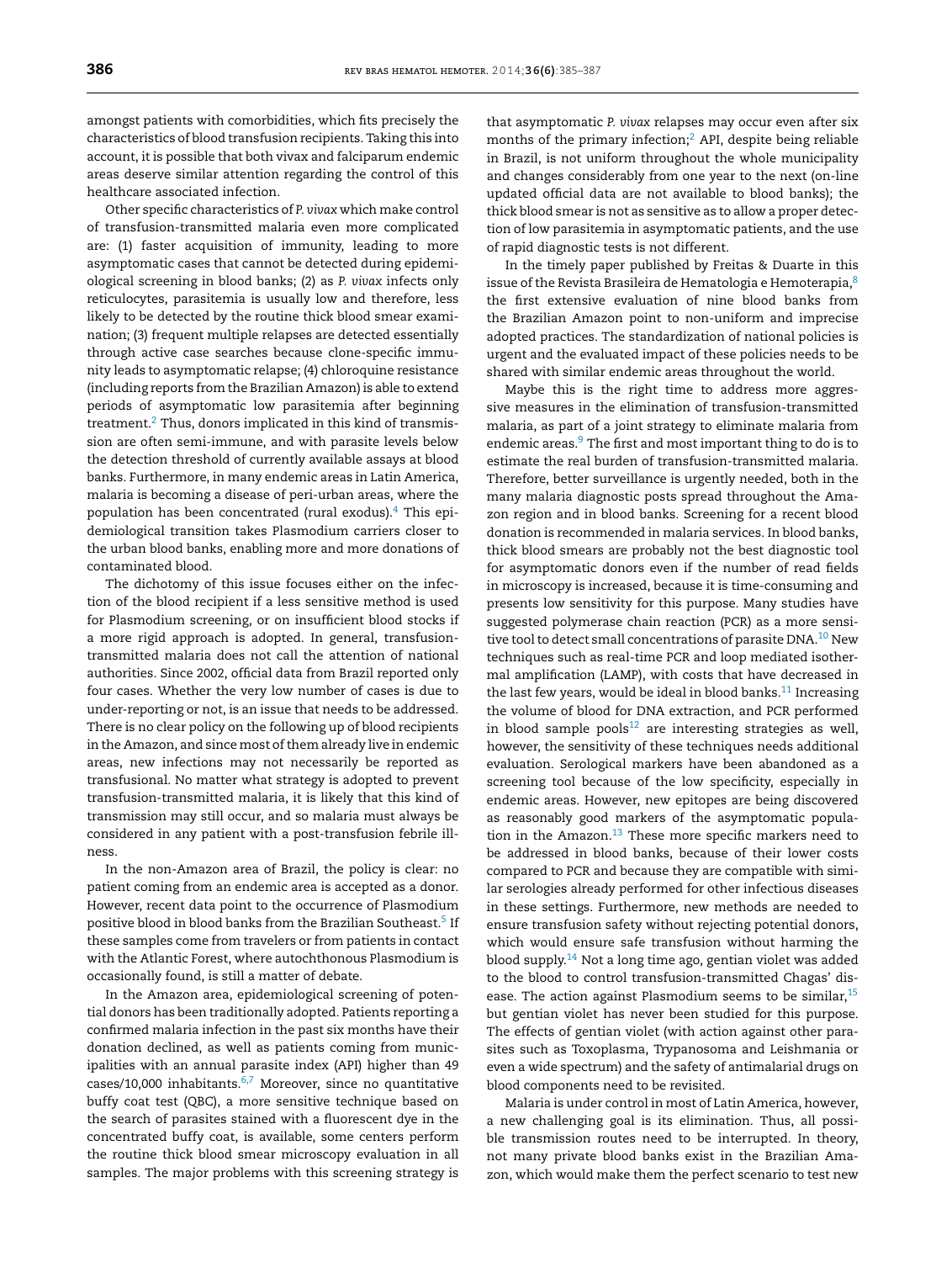amongst patients with comorbidities, which fits precisely the characteristics of blood transfusion recipients. Taking this into account, it is possible that both vivax and falciparum endemic areas deserve similar attention regarding the control of this healthcare associated infection.

Other specific characteristics of *P. vivax* which make control of transfusion-transmitted malaria even more complicated are: (1) faster acquisition of immunity, leading to more asymptomatic cases that cannot be detected during epidemiological screening in blood banks; (2) as *P. vivax* infects only reticulocytes, parasitemia is usually low and therefore, less likely to be detected by the routine thick blood smear examination; (3) frequent multiple relapses are detected essentially through active case searches because clone-specific immunity leads to asymptomatic relapse; (4) chloroquine resistance (including reports from the Brazilian Amazon) is able to extend periods of asymptomatic low parasitemia after beginning treatment.[2] Thus, donors implicated in this kind of transmission are often semi-immune, and with parasite levels below the detection threshold of currently available assays at blood banks. Furthermore, in many endemic areas in Latin America, malaria is becoming a disease of peri-urban areas, where the population has been concentrated (rural exodus).[4] This epidemiological transition takes Plasmodium carriers closer to the urban blood banks, enabling more and more donations of contaminated blood.

The dichotomy of this issue focuses either on the infection of the blood recipient if a less sensitive method is used for Plasmodium screening, or on insufficient blood stocks if a more rigid approach is adopted. In general, transfusion-transmitted malaria does not call the attention of national authorities. Since 2002, official data from Brazil reported only four cases. Whether the very low number of cases is due to under-reporting or not, is an issue that needs to be addressed. There is no clear policy on the following up of blood recipients in the Amazon, and since most of them already live in endemic areas, new infections may not necessarily be reported as transfusional. No matter what strategy is adopted to prevent transfusion-transmitted malaria, it is likely that this kind of transmission may still occur, and so malaria must always be considered in any patient with a post-transfusion febrile illness.

In the non-Amazon area of Brazil, the policy is clear: no patient coming from an endemic area is accepted as a donor. However, recent data point to the occurrence of Plasmodium positive blood in blood banks from the Brazilian Southeast.[5] If these samples come from travelers or from patients in contact with the Atlantic Forest, where autochthonous Plasmodium is occasionally found, is still a matter of debate.

In the Amazon area, epidemiological screening of potential donors has been traditionally adopted. Patients reporting a confirmed malaria infection in the past six months have their donation declined, as well as patients coming from municipalities with an annual parasite index (API) higher than 49 cases/10,000 inhabitants.[6,7] Moreover, since no quantitative buffy coat test (QBC), a more sensitive technique based on the search of parasites stained with a fluorescent dye in the concentrated buffy coat, is available, some centers perform the routine thick blood smear microscopy evaluation in all samples. The major problems with this screening strategy is that asymptomatic *P. vivax* relapses may occur even after six months of the primary infection;[2] API, despite being reliable in Brazil, is not uniform throughout the whole municipality and changes considerably from one year to the next (on-line updated official data are not available to blood banks); the thick blood smear is not as sensitive as to allow a proper detection of low parasitemia in asymptomatic patients, and the use of rapid diagnostic tests is not different.

In the timely paper published by Freitas & Duarte in this issue of the Revista Brasileira de Hematologia e Hemoterapia,[8] the first extensive evaluation of nine blood banks from the Brazilian Amazon point to non-uniform and imprecise adopted practices. The standardization of national policies is urgent and the evaluated impact of these policies needs to be shared with similar endemic areas throughout the world.

Maybe this is the right time to address more aggressive measures in the elimination of transfusion-transmitted malaria, as part of a joint strategy to eliminate malaria from endemic areas.[9] The first and most important thing to do is to estimate the real burden of transfusion-transmitted malaria. Therefore, better surveillance is urgently needed, both in the many malaria diagnostic posts spread throughout the Amazon region and in blood banks. Screening for a recent blood donation is recommended in malaria services. In blood banks, thick blood smears are probably not the best diagnostic tool for asymptomatic donors even if the number of read fields in microscopy is increased, because it is time-consuming and presents low sensitivity for this purpose. Many studies have suggested polymerase chain reaction (PCR) as a more sensitive tool to detect small concentrations of parasite DNA.[10] New techniques such as real-time PCR and loop mediated isothermal amplification (LAMP), with costs that have decreased in the last few years, would be ideal in blood banks.[11] Increasing the volume of blood for DNA extraction, and PCR performed in blood sample pools[12] are interesting strategies as well, however, the sensitivity of these techniques needs additional evaluation. Serological markers have been abandoned as a screening tool because of the low specificity, especially in endemic areas. However, new epitopes are being discovered as reasonably good markers of the asymptomatic population in the Amazon.[13] These more specific markers need to be addressed in blood banks, because of their lower costs compared to PCR and because they are compatible with similar serologies already performed for other infectious diseases in these settings. Furthermore, new methods are needed to ensure transfusion safety without rejecting potential donors, which would ensure safe transfusion without harming the blood supply.[14] Not a long time ago, gentian violet was added to the blood to control transfusion-transmitted Chagas' disease. The action against Plasmodium seems to be similar,[15] but gentian violet has never been studied for this purpose. The effects of gentian violet (with action against other parasites such as Toxoplasma, Trypanosoma and Leishmania or even a wide spectrum) and the safety of antimalarial drugs on blood components need to be revisited.

Malaria is under control in most of Latin America, however, a new challenging goal is its elimination. Thus, all possible transmission routes need to be interrupted. In theory, not many private blood banks exist in the Brazilian Amazon, which would make them the perfect scenario to test new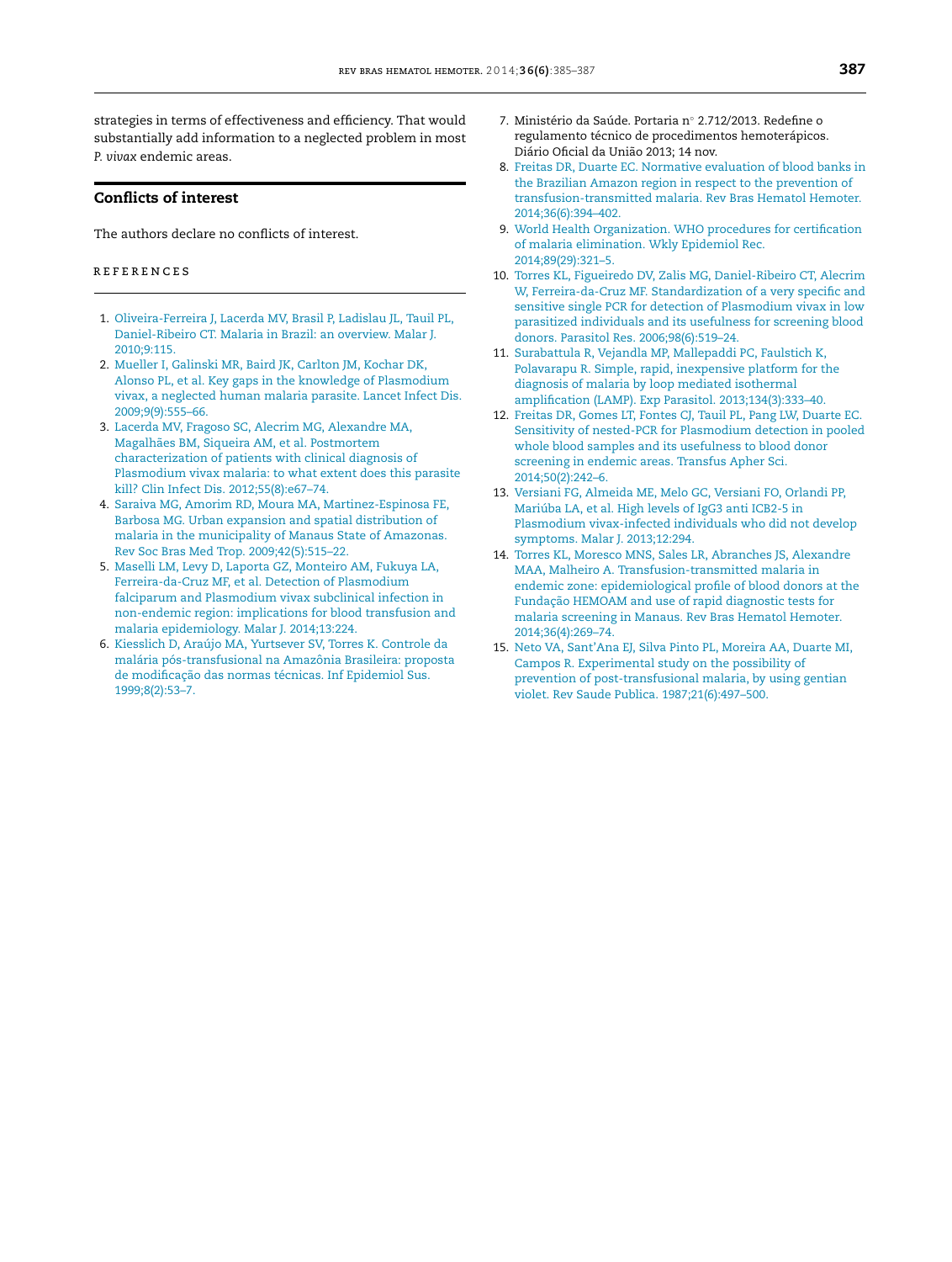strategies in terms of effectiveness and efficiency. That would substantially add information to a neglected problem in most *P. vivax* endemic areas.

## Conflicts of interest

The authors declare no conflicts of interest.

## REFERENCES

1. Oliveira-Ferreira J, Lacerda MV, Brasil P, Ladislau JL, Tauil PL, Daniel-Ribeiro CT. Malaria in Brazil: an overview. Malar J. 2010;9:115.
2. Mueller I, Galinski MR, Baird JK, Carlton JM, Kochar DK, Alonso PL, et al. Key gaps in the knowledge of Plasmodium vivax, a neglected human malaria parasite. Lancet Infect Dis. 2009;9(9):555–66.
3. Lacerda MV, Fragoso SC, Alecrim MG, Alexandre MA, Magalhães BM, Siqueira AM, et al. Postmortem characterization of patients with clinical diagnosis of Plasmodium vivax malaria: to what extent does this parasite kill? Clin Infect Dis. 2012;55(8):e67–74.
4. Saraiva MG, Amorim RD, Moura MA, Martinez-Espinosa FE, Barbosa MG. Urban expansion and spatial distribution of malaria in the municipality of Manaus State of Amazonas. Rev Soc Bras Med Trop. 2009;42(5):515–22.
5. Maselli LM, Levy D, Laporta GZ, Monteiro AM, Fukuya LA, Ferreira-da-Cruz MF, et al. Detection of Plasmodium falciparum and Plasmodium vivax subclinical infection in non-endemic region: implications for blood transfusion and malaria epidemiology. Malar J. 2014;13:224.
6. Kiesslich D, Araújo MA, Yurtsever SV, Torres K. Controle da malária pós-transfusional na Amazônia Brasileira: proposta de modificação das normas técnicas. Inf Epidemiol Sus. 1999;8(2):53–7.
7. Ministério da Saúde. Portaria n° 2.712/2013. Redefine o regulamento técnico de procedimentos hemoterápicos. Diário Oficial da União 2013; 14 nov.
8. Freitas DR, Duarte EC. Normative evaluation of blood banks in the Brazilian Amazon region in respect to the prevention of transfusion-transmitted malaria. Rev Bras Hematol Hemoter. 2014;36(6):394–402.
9. World Health Organization. WHO procedures for certification of malaria elimination. Wkly Epidemiol Rec. 2014;89(29):321–5.
10. Torres KL, Figueiredo DV, Zalis MG, Daniel-Ribeiro CT, Alecrim W, Ferreira-da-Cruz MF. Standardization of a very specific and sensitive single PCR for detection of Plasmodium vivax in low parasitized individuals and its usefulness for screening blood donors. Parasitol Res. 2006;98(6):519–24.
11. Surabattula R, Vejandla MP, Mallepaddi PC, Faulstich K, Polavarapu R. Simple, rapid, inexpensive platform for the diagnosis of malaria by loop mediated isothermal amplification (LAMP). Exp Parasitol. 2013;134(3):333–40.
12. Freitas DR, Gomes LT, Fontes CJ, Tauil PL, Pang LW, Duarte EC. Sensitivity of nested-PCR for Plasmodium detection in pooled whole blood samples and its usefulness to blood donor screening in endemic areas. Transfus Apher Sci. 2014;50(2):242–6.
13. Versiani FG, Almeida ME, Melo GC, Versiani FO, Orlandi PP, Mariúba LA, et al. High levels of IgG3 anti ICB2-5 in Plasmodium vivax-infected individuals who did not develop symptoms. Malar J. 2013;12:294.
14. Torres KL, Moresco MNS, Sales LR, Abranches JS, Alexandre MAA, Malheiro A. Transfusion-transmitted malaria in endemic zone: epidemiological profile of blood donors at the Fundação HEMOAM and use of rapid diagnostic tests for malaria screening in Manaus. Rev Bras Hematol Hemoter. 2014;36(4):269–74.
15. Neto VA, Sant'Ana EJ, Silva Pinto PL, Moreira AA, Duarte MI, Campos R. Experimental study on the possibility of prevention of post-transfusional malaria, by using gentian violet. Rev Saude Publica. 1987;21(6):497–500.